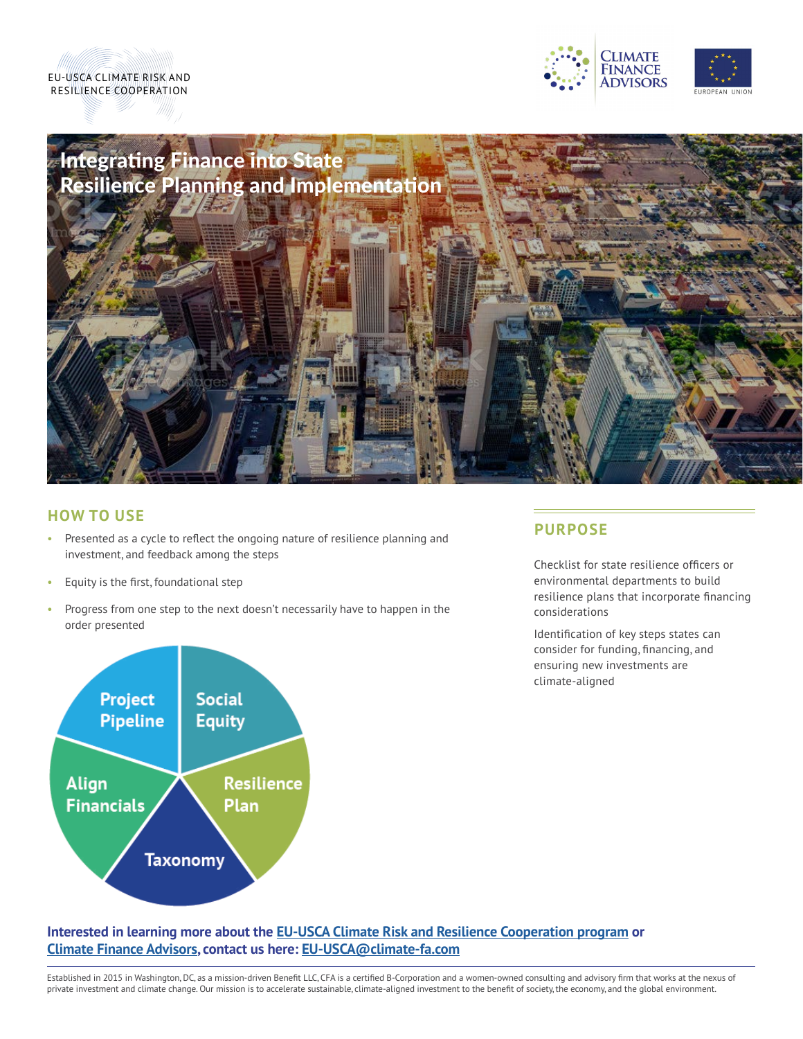EU-USCA CLIMATE RISK AND RESILIENCE COOPERATION

CLIMATE FINANCE ADVISORS

EUROPEAN UNION

# Integrating Finance into State Resilience Planning and Implementation

## HOW TO USE

- Presented as a cycle to reflect the ongoing nature of resilience planning and investment, and feedback among the steps
- Equity is the first, foundational step
- Progress from one step to the next doesn't necessarily have to happen in the order presented

Social Equity

Resilience Plan

Taxonomy

Align Financials

Project Pipeline

## PURPOSE

Checklist for state resilience officers or environmental departments to build resilience plans that incorporate financing considerations

Identification of key steps states can consider for funding, financing, and ensuring new investments are climate-aligned

**Interested in learning more about the [EU-USCA Climate Risk and Resilience Cooperation program]() or [Climate Finance Advisors](), contact us here: [EU-USCA@climate-fa.com]()**

Established in 2015 in Washington, DC, as a mission-driven Benefit LLC, CFA is a certified B-Corporation and a women-owned consulting and advisory firm that works at the nexus of private investment and climate change. Our mission is to accelerate sustainable, climate-aligned investment to the benefit of society, the economy, and the global environment.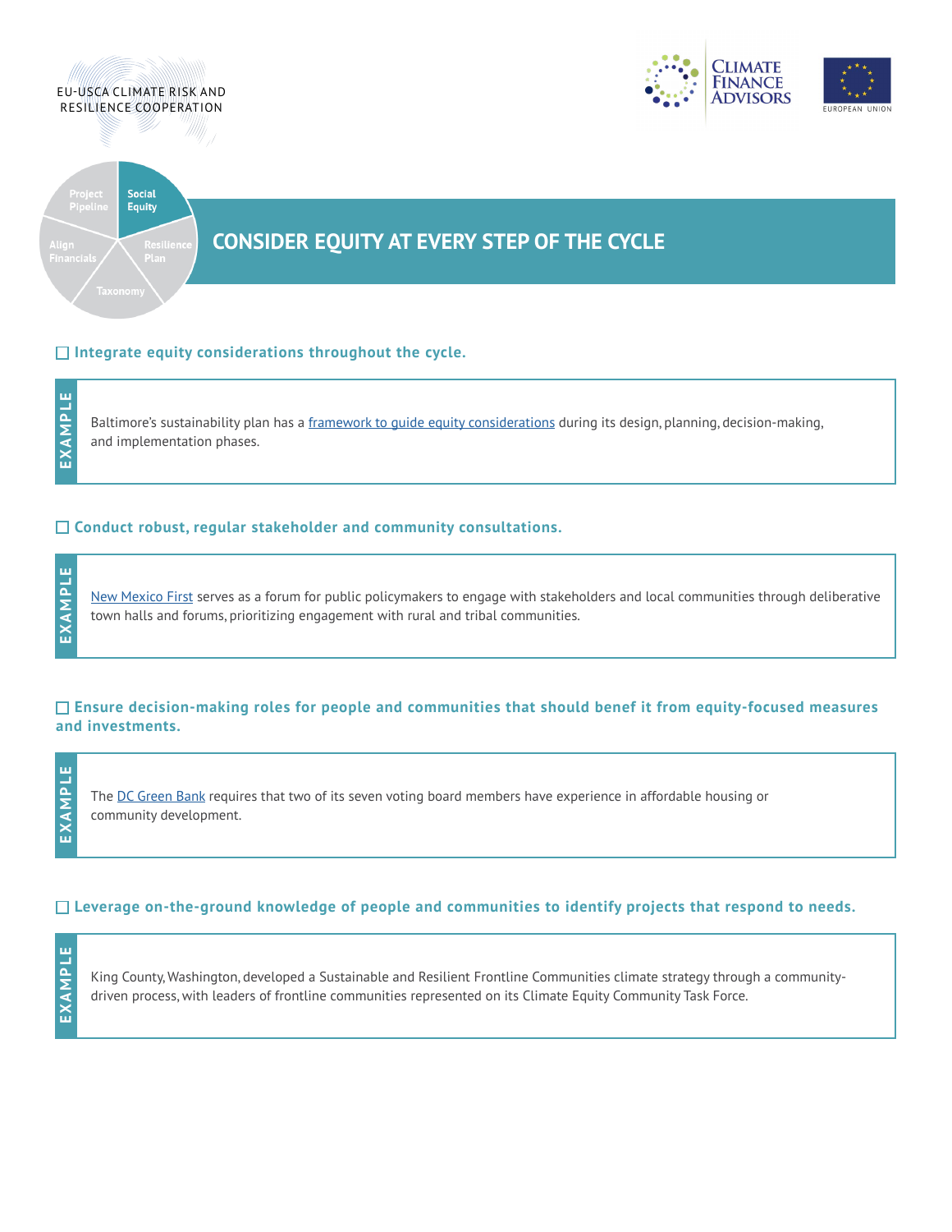# CONSIDER EQUITY AT EVERY STEP OF THE CYCLE

☐ **Integrate equity considerations throughout the cycle.**

> **EXAMPLE**
>
> Baltimore's sustainability plan has a framework to guide equity considerations during its design, planning, decision-making, and implementation phases.

☐ **Conduct robust, regular stakeholder and community consultations.**

> **EXAMPLE**
>
> New Mexico First serves as a forum for public policymakers to engage with stakeholders and local communities through deliberative town halls and forums, prioritizing engagement with rural and tribal communities.

☐ **Ensure decision-making roles for people and communities that should benef it from equity-focused measures and investments.**

> **EXAMPLE**
>
> The DC Green Bank requires that two of its seven voting board members have experience in affordable housing or community development.

☐ **Leverage on-the-ground knowledge of people and communities to identify projects that respond to needs.**

> **EXAMPLE**
>
> King County, Washington, developed a Sustainable and Resilient Frontline Communities climate strategy through a community-driven process, with leaders of frontline communities represented on its Climate Equity Community Task Force.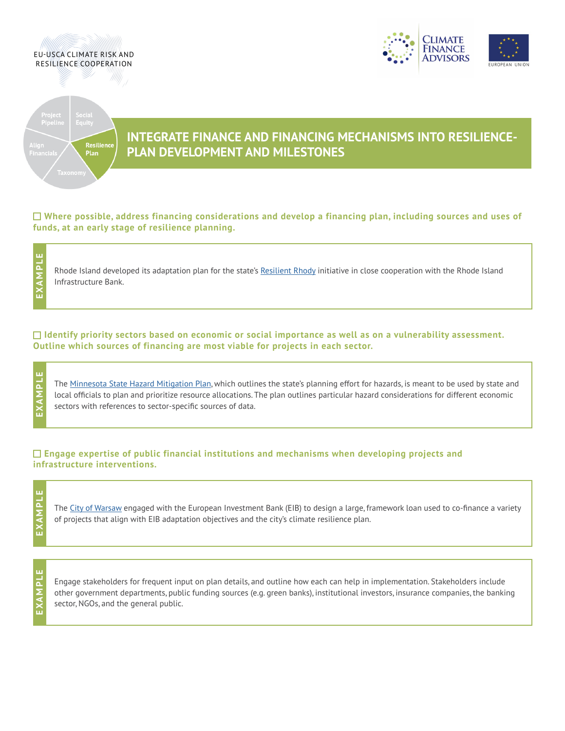## INTEGRATE FINANCE AND FINANCING MECHANISMS INTO RESILIENCE-PLAN DEVELOPMENT AND MILESTONES

☐ **Where possible, address financing considerations and develop a financing plan, including sources and uses of funds, at an early stage of resilience planning.**

**EXAMPLE**

Rhode Island developed its adaptation plan for the state's Resilient Rhody initiative in close cooperation with the Rhode Island Infrastructure Bank.

☐ **Identify priority sectors based on economic or social importance as well as on a vulnerability assessment. Outline which sources of financing are most viable for projects in each sector.**

**EXAMPLE**

The Minnesota State Hazard Mitigation Plan, which outlines the state's planning effort for hazards, is meant to be used by state and local officials to plan and prioritize resource allocations. The plan outlines particular hazard considerations for different economic sectors with references to sector-specific sources of data.

☐ **Engage expertise of public financial institutions and mechanisms when developing projects and infrastructure interventions.**

**EXAMPLE**

The City of Warsaw engaged with the European Investment Bank (EIB) to design a large, framework loan used to co-finance a variety of projects that align with EIB adaptation objectives and the city's climate resilience plan.

**EXAMPLE**

Engage stakeholders for frequent input on plan details, and outline how each can help in implementation. Stakeholders include other government departments, public funding sources (e.g. green banks), institutional investors, insurance companies, the banking sector, NGOs, and the general public.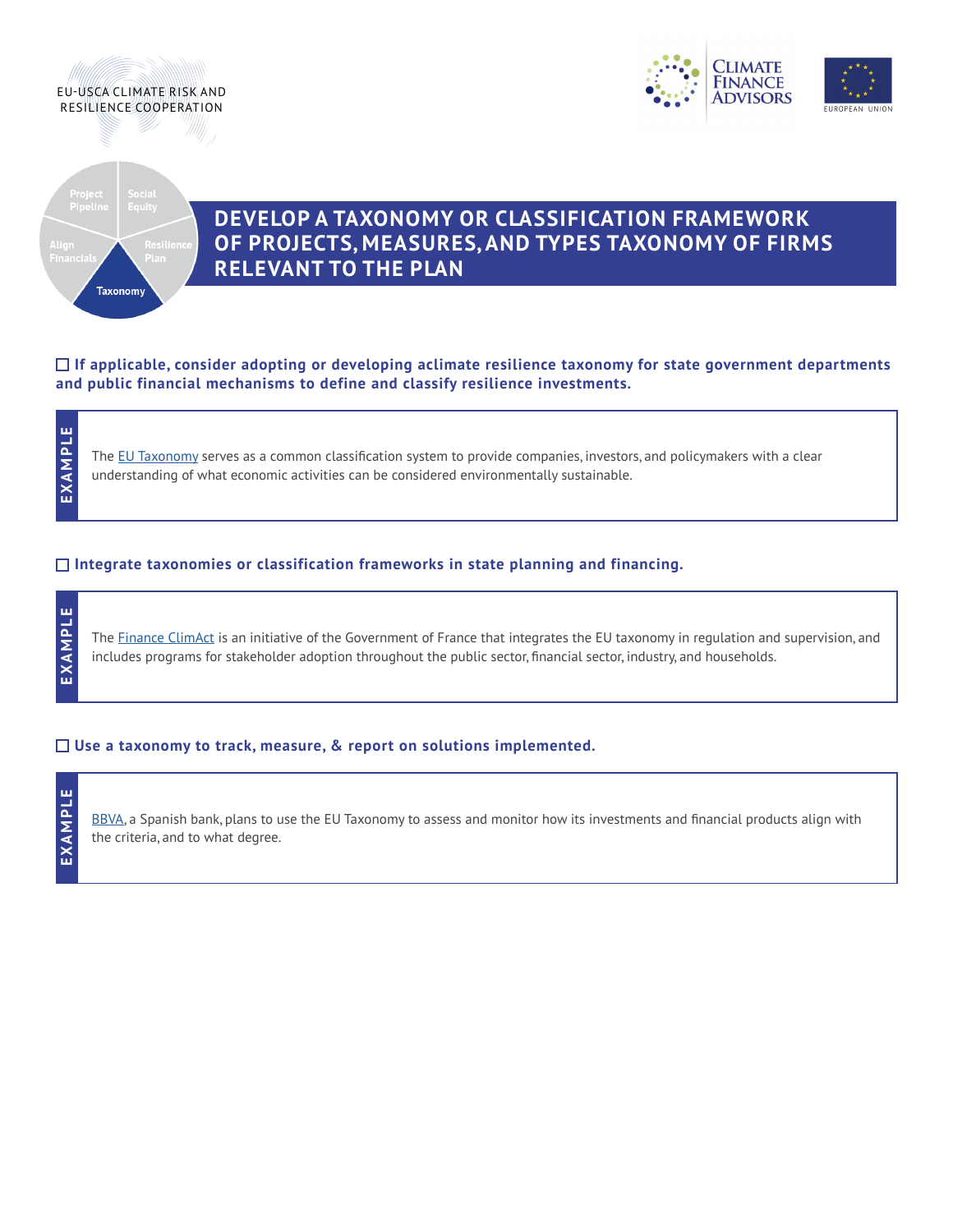# DEVELOP A TAXONOMY OR CLASSIFICATION FRAMEWORK OF PROJECTS, MEASURES, AND TYPES TAXONOMY OF FIRMS RELEVANT TO THE PLAN

☐ **If applicable, consider adopting or developing aclimate resilience taxonomy for state government departments and public financial mechanisms to define and classify resilience investments.**

> **EXAMPLE**
>
> The EU Taxonomy serves as a common classification system to provide companies, investors, and policymakers with a clear understanding of what economic activities can be considered environmentally sustainable.

☐ **Integrate taxonomies or classification frameworks in state planning and financing.**

> **EXAMPLE**
>
> The Finance ClimAct is an initiative of the Government of France that integrates the EU taxonomy in regulation and supervision, and includes programs for stakeholder adoption throughout the public sector, financial sector, industry, and households.

☐ **Use a taxonomy to track, measure, & report on solutions implemented.**

> **EXAMPLE**
>
> BBVA, a Spanish bank, plans to use the EU Taxonomy to assess and monitor how its investments and financial products align with the criteria, and to what degree.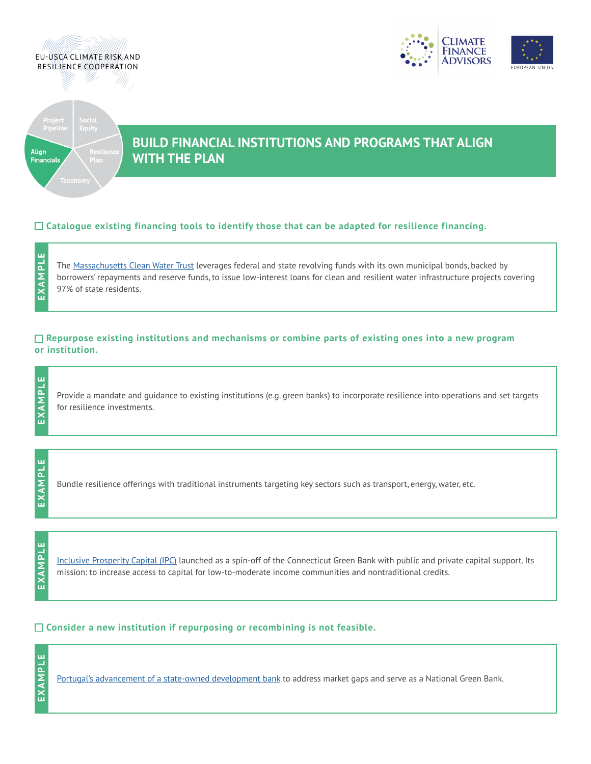EU-USCA CLIMATE RISK AND RESILIENCE COOPERATION

# BUILD FINANCIAL INSTITUTIONS AND PROGRAMS THAT ALIGN WITH THE PLAN

### ☐ Catalogue existing financing tools to identify those that can be adapted for resilience financing.

**EXAMPLE**

The Massachusetts Clean Water Trust leverages federal and state revolving funds with its own municipal bonds, backed by borrowers' repayments and reserve funds, to issue low-interest loans for clean and resilient water infrastructure projects covering 97% of state residents.

### ☐ Repurpose existing institutions and mechanisms or combine parts of existing ones into a new program or institution.

**EXAMPLE**

Provide a mandate and guidance to existing institutions (e.g. green banks) to incorporate resilience into operations and set targets for resilience investments.

**EXAMPLE**

Bundle resilience offerings with traditional instruments targeting key sectors such as transport, energy, water, etc.

**EXAMPLE**

Inclusive Prosperity Capital (IPC) launched as a spin-off of the Connecticut Green Bank with public and private capital support. Its mission: to increase access to capital for low-to-moderate income communities and nontraditional credits.

### ☐ Consider a new institution if repurposing or recombining is not feasible.

**EXAMPLE**

Portugal's advancement of a state-owned development bank to address market gaps and serve as a National Green Bank.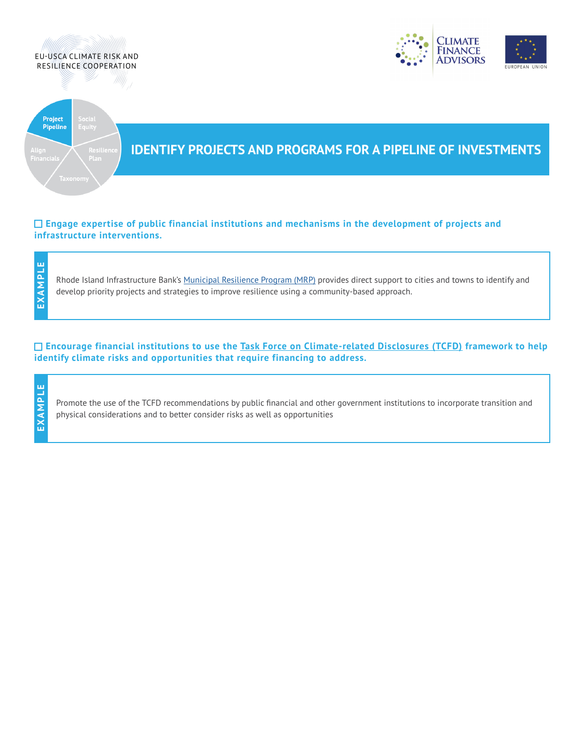EU-USCA CLIMATE RISK AND RESILIENCE COOPERATION

CLIMATE FINANCE ADVISORS

EUROPEAN UNION

Project Pipeline
Social Equity
Resilience Plan
Taxonomy
Align Financials

# IDENTIFY PROJECTS AND PROGRAMS FOR A PIPELINE OF INVESTMENTS

☐ **Engage expertise of public financial institutions and mechanisms in the development of projects and infrastructure interventions.**

**EXAMPLE**

Rhode Island Infrastructure Bank's Municipal Resilience Program (MRP) provides direct support to cities and towns to identify and develop priority projects and strategies to improve resilience using a community-based approach.

☐ **Encourage financial institutions to use the Task Force on Climate-related Disclosures (TCFD) framework to help identify climate risks and opportunities that require financing to address.**

**EXAMPLE**

Promote the use of the TCFD recommendations by public financial and other government institutions to incorporate transition and physical considerations and to better consider risks as well as opportunities